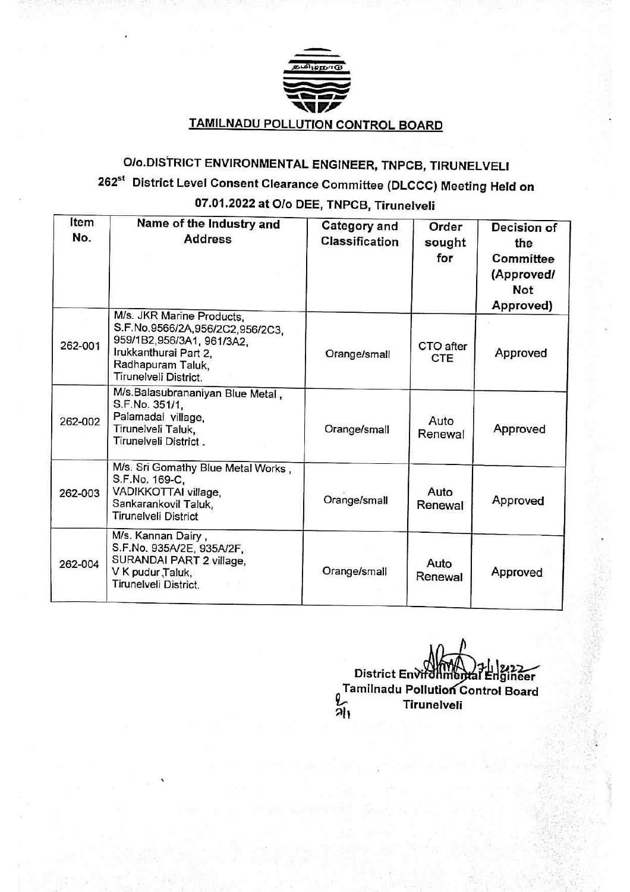## TAMILNADU POLLUTION CONTROL BOARD

## O/o.DISTRICT ENVIRONMENTAL ENGINEER, TNPCB, TIRUNELVELI

### 262st District Level Consent Clearance Committee (DLCCC) Meeting Held on 07.01.2022 at O/o DEE, TNPCB, Tirunelveli

| Item No. | Name of the Industry and Address | Category and Classification | Order sought for | Decision of the Committee (Approved/ Not Approved) |
|---|---|---|---|---|
| 262-001 | M/s. JKR Marine Products, S.F.No.9566/2A,956/2C2,956/2C3, 959/1B2,956/3A1, 961/3A2, Irukkanthurai Part 2, Radhapuram Taluk, Tirunelveli District. | Orange/small | CTO after CTE | Approved |
| 262-002 | M/s.Balasubrananiyan Blue Metal , S.F.No. 351/1, Palamadai village, Tirunelveli Taluk, Tirunelveli District . | Orange/small | Auto Renewal | Approved |
| 262-003 | M/s. Sri Gomathy Blue Metal Works , S.F.No. 169-C, VADIKKOTTAI village, Sankarankovil Taluk, Tirunelveli District | Orange/small | Auto Renewal | Approved |
| 262-004 | M/s. Kannan Dairy , S.F.No. 935A/2E, 935A/2F, SURANDAI PART 2 village, V K pudur Taluk, Tirunelveli District. | Orange/small | Auto Renewal | Approved |

District Environmental Engineer
Tamilnadu Pollution Control Board
Tirunelveli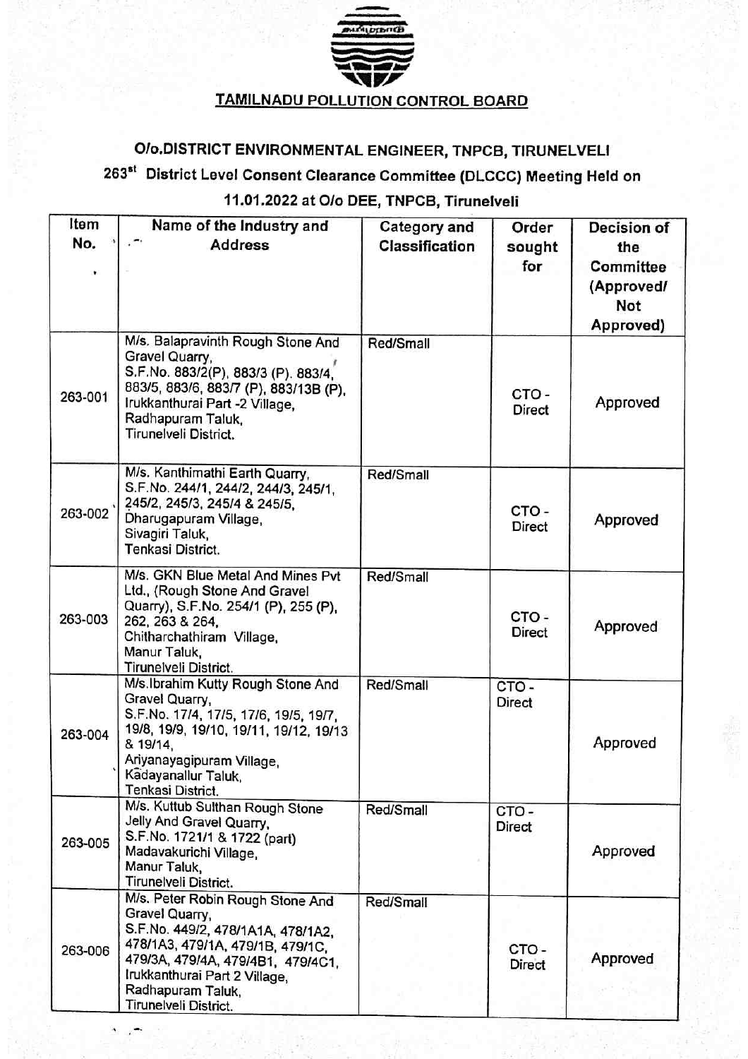## TAMILNADU POLLUTION CONTROL BOARD

### O/o.DISTRICT ENVIRONMENTAL ENGINEER, TNPCB, TIRUNELVELI

### 263st District Level Consent Clearance Committee (DLCCC) Meeting Held on 11.01.2022 at O/o DEE, TNPCB, Tirunelveli

| Item No. | Name of the Industry and Address | Category and Classification | Order sought for | Decision of the Committee (Approved/ Not Approved) |
|---|---|---|---|---|
| 263-001 | M/s. Balapravinth Rough Stone And Gravel Quarry, S.F.No. 883/2(P), 883/3 (P). 883/4, 883/5, 883/6, 883/7 (P), 883/13B (P), Irukkanthurai Part -2 Village, Radhapuram Taluk, Tirunelveli District. | Red/Small | CTO - Direct | Approved |
| 263-002 | M/s. Kanthimathi Earth Quarry, S.F.No. 244/1, 244/2, 244/3, 245/1, 245/2, 245/3, 245/4 & 245/5, Dharugapuram Village, Sivagiri Taluk, Tenkasi District. | Red/Small | CTO - Direct | Approved |
| 263-003 | M/s. GKN Blue Metal And Mines Pvt Ltd., (Rough Stone And Gravel Quarry), S.F.No. 254/1 (P), 255 (P), 262, 263 & 264, Chitharchathiram Village, Manur Taluk, Tirunelveli District. | Red/Small | CTO - Direct | Approved |
| 263-004 | M/s.Ibrahim Kutty Rough Stone And Gravel Quarry, S.F.No. 17/4, 17/5, 17/6, 19/5, 19/7, 19/8, 19/9, 19/10, 19/11, 19/12, 19/13 & 19/14, Ariyanayagipuram Village, Kadayanallur Taluk, Tenkasi District. | Red/Small | CTO - Direct | Approved |
| 263-005 | M/s. Kuttub Sulthan Rough Stone Jelly And Gravel Quarry, S.F.No. 1721/1 & 1722 (part) Madavakurichi Village, Manur Taluk, Tirunelveli District. | Red/Small | CTO - Direct | Approved |
| 263-006 | M/s. Peter Robin Rough Stone And Gravel Quarry, S.F.No. 449/2, 478/1A1A, 478/1A2, 478/1A3, 479/1A, 479/1B, 479/1C, 479/3A, 479/4A, 479/4B1, 479/4C1, Irukkanthurai Part 2 Village, Radhapuram Taluk, Tirunelveli District. | Red/Small | CTO - Direct | Approved |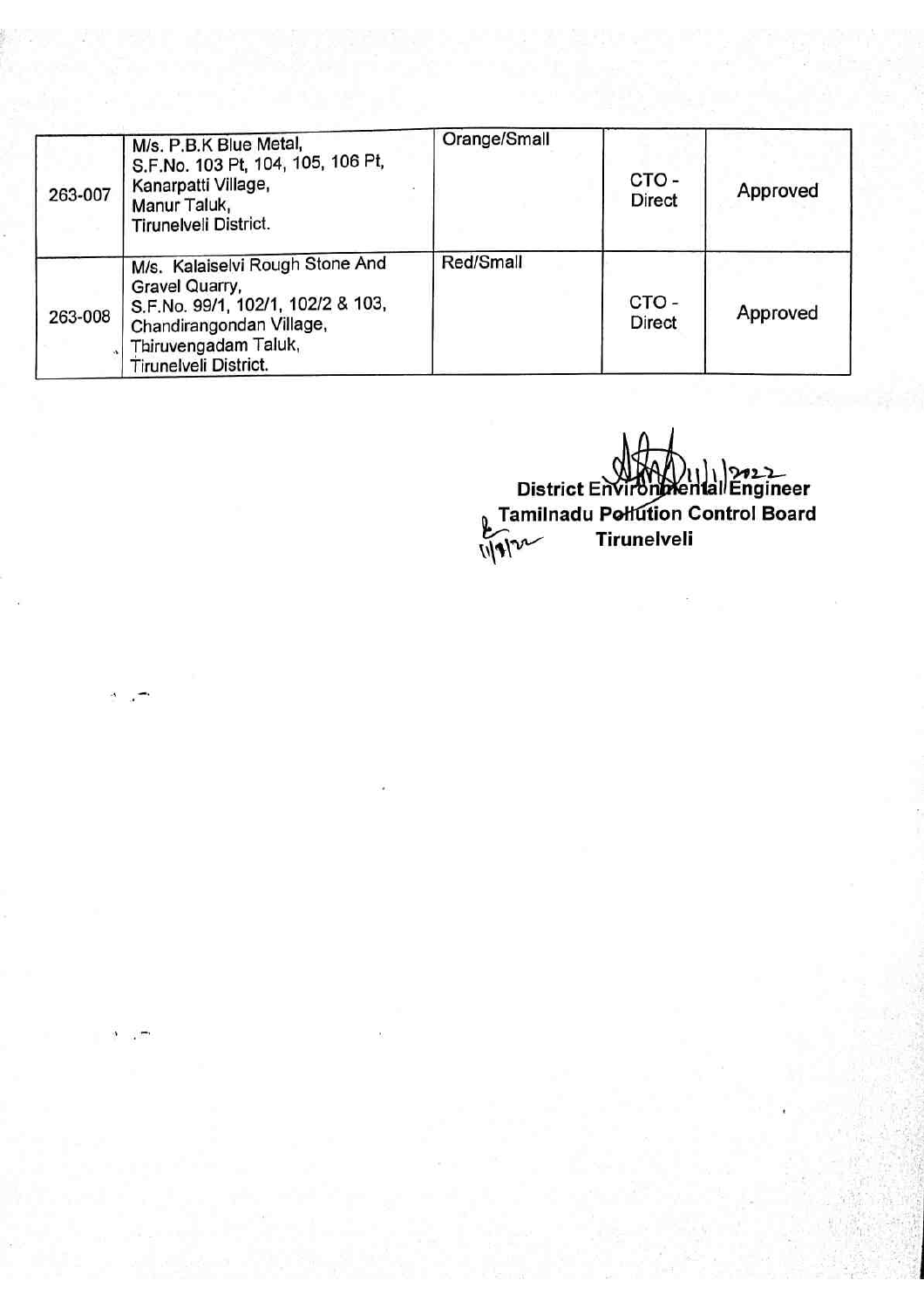| | | | | |
|---|---|---|---|---|
| 263-007 | M/s. P.B.K Blue Metal,<br>S.F.No. 103 Pt, 104, 105, 106 Pt,<br>Kanarpatti Village,<br>Manur Taluk,<br>Tirunelveli District. | Orange/Small | CTO - Direct | Approved |
| 263-008 | M/s. Kalaiselvi Rough Stone And Gravel Quarry,<br>S.F.No. 99/1, 102/1, 102/2 & 103,<br>Chandirangondan Village,<br>Thiruvengadam Taluk,<br>Tirunelveli District. | Red/Small | CTO - Direct | Approved |

11/1/2022

**District Environmental Engineer**
**Tamilnadu Pollution Control Board**
**Tirunelveli**

11/1/22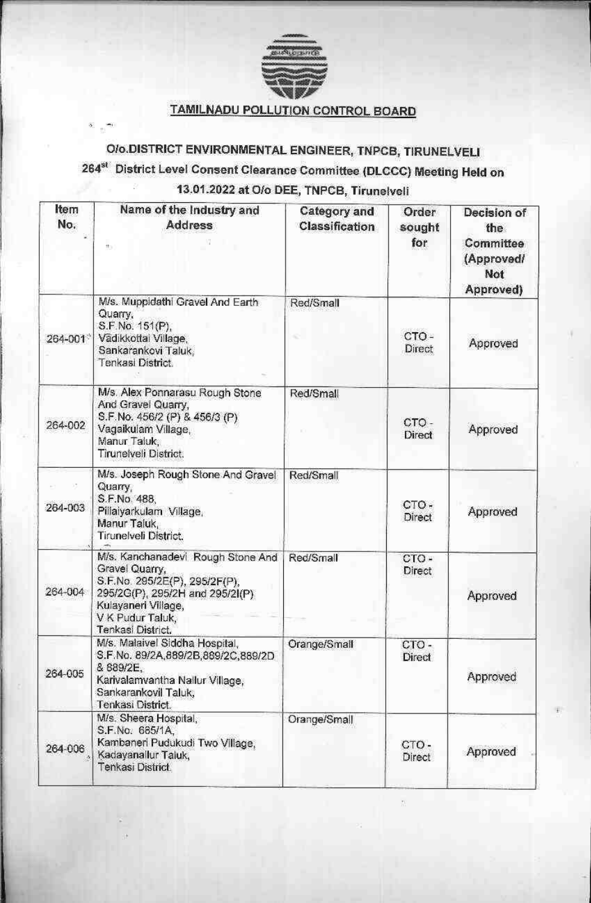## TAMILNADU POLLUTION CONTROL BOARD

### O/o.DISTRICT ENVIRONMENTAL ENGINEER, TNPCB, TIRUNELVELI

### 264st District Level Consent Clearance Committee (DLCCC) Meeting Held on 13.01.2022 at O/o DEE, TNPCB, Tirunelveli

| Item No. | Name of the Industry and Address | Category and Classification | Order sought for | Decision of the Committee (Approved/ Not Approved) |
|---|---|---|---|---|
| 264-001 | M/s. Muppidathi Gravel And Earth Quarry, S.F.No. 151(P), Vadikkottai Village, Sankarankovi Taluk, Tenkasi District. | Red/Small | CTO - Direct | Approved |
| 264-002 | M/s. Alex Ponnarasu Rough Stone And Gravel Quarry, S.F.No. 456/2 (P) & 456/3 (P) Vagaikulam Village, Manur Taluk, Tirunelveli District. | Red/Small | CTO - Direct | Approved |
| 264-003 | M/s. Joseph Rough Stone And Gravel Quarry, S.F.No. 488, Pillaiyarkulam Village, Manur Taluk, Tirunelveli District. | Red/Small | CTO - Direct | Approved |
| 264-004 | M/s. Kanchanadevi Rough Stone And Gravel Quarry, S.F.No. 295/2E(P), 295/2F(P), 295/2G(P), 295/2H and 295/2I(P) Kulayaneri Village, V K Pudur Taluk, Tenkasi District. | Red/Small | CTO - Direct | Approved |
| 264-005 | M/s. Malaivel Siddha Hospital, S.F.No. 89/2A,889/2B,889/2C,889/2D & 889/2E, Karivalamvantha Nallur Village, Sankarankovil Taluk, Tenkasi District. | Orange/Small | CTO - Direct | Approved |
| 264-006 | M/s. Sheera Hospital, S.F.No. 685/1A, Kambaneri Pudukudi Two Village, Kadayanallur Taluk, Tenkasi District. | Orange/Small | CTO - Direct | Approved |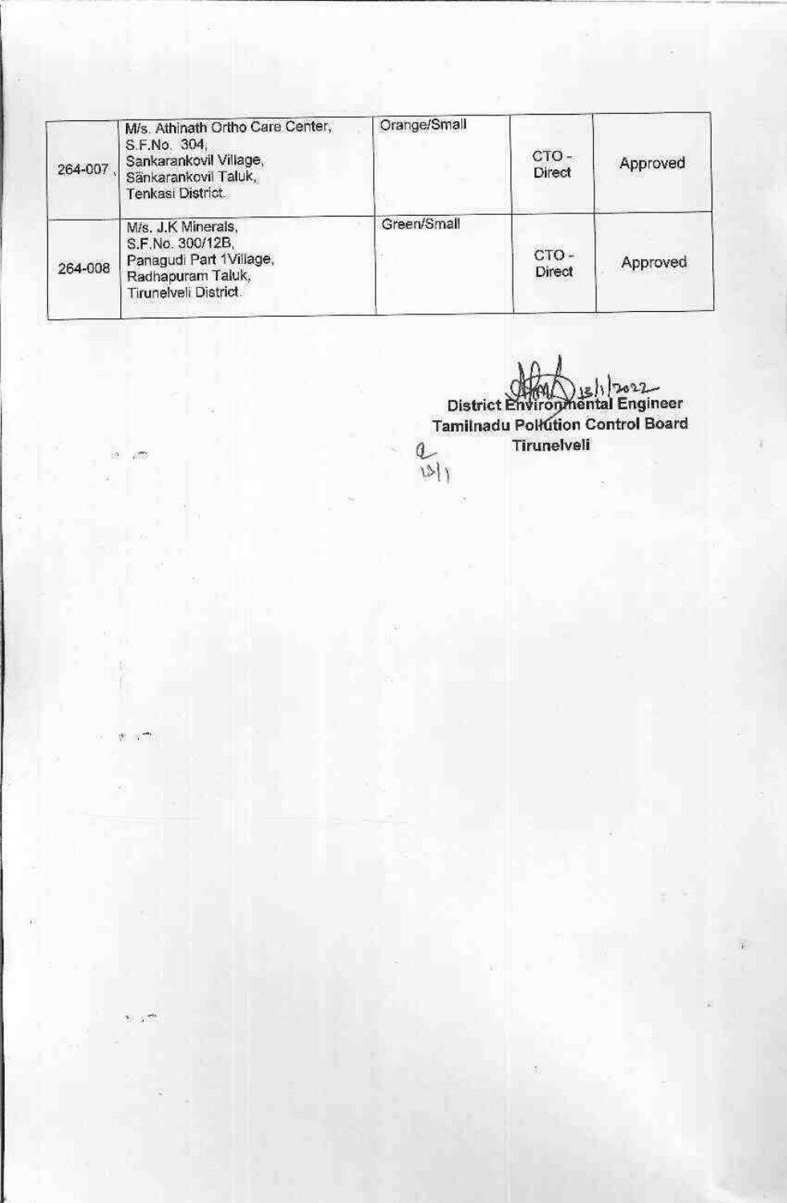| | | | | |
|---|---|---|---|---|
| 264-007 | M/s. Athinath Ortho Care Center, S.F.No. 304, Sankarankovil Village, Sankarankovil Taluk, Tenkasi District. | Orange/Small | CTO - Direct | Approved |
| 264-008 | M/s. J.K Minerals, S.F.No. 300/12B, Panagudi Part 1Village, Radhapuram Taluk, Tirunelveli District. | Green/Small | CTO - Direct | Approved |

13/1/2022

**District Environmental Engineer**
**Tamilnadu Pollution Control Board**
**Tirunelveli**

13/1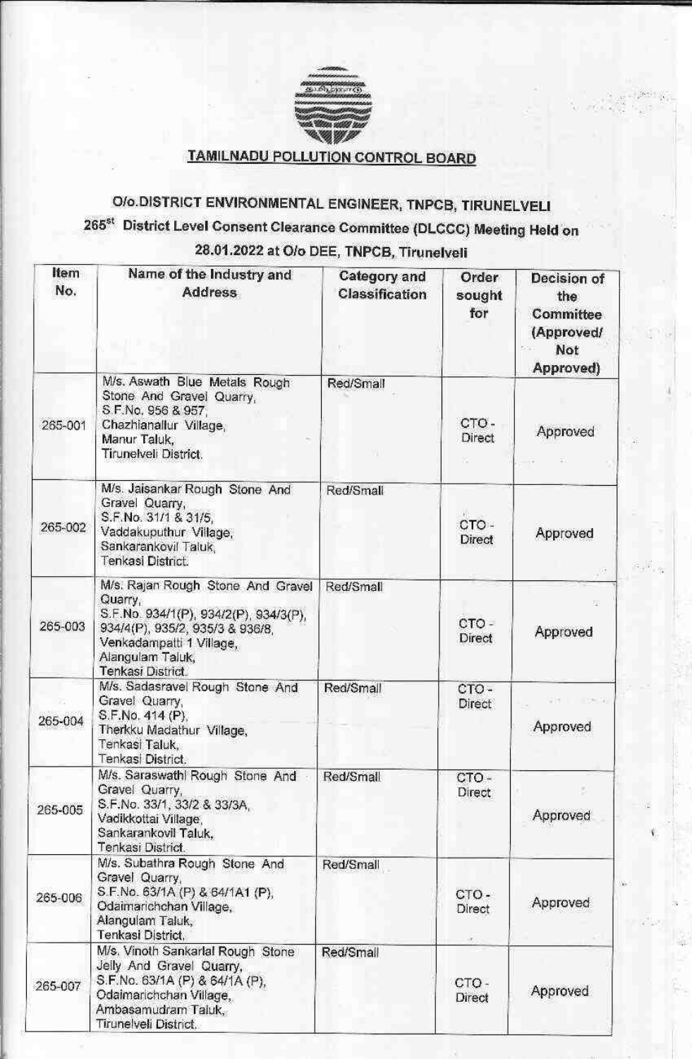## TAMILNADU POLLUTION CONTROL BOARD

### O/o.DISTRICT ENVIRONMENTAL ENGINEER, TNPCB, TIRUNELVELI

### 265st District Level Consent Clearance Committee (DLCCC) Meeting Held on 28.01.2022 at O/o DEE, TNPCB, Tirunelveli

| Item No. | Name of the Industry and Address | Category and Classification | Order sought for | Decision of the Committee (Approved/ Not Approved) |
|---|---|---|---|---|
| 265-001 | M/s. Aswath Blue Metals Rough Stone And Gravel Quarry, S.F.No. 956 & 957, Chazhianallur Village, Manur Taluk, Tirunelveli District. | Red/Small | CTO - Direct | Approved |
| 265-002 | M/s. Jaisankar Rough Stone And Gravel Quarry, S.F.No. 31/1 & 31/5, Vaddakuputhur Village, Sankarankovil Taluk, Tenkasi District. | Red/Small | CTO - Direct | Approved |
| 265-003 | M/s. Rajan Rough Stone And Gravel Quarry, S.F.No. 934/1(P), 934/2(P), 934/3(P), 934/4(P), 935/2, 935/3 & 936/8, Venkadampatti 1 Village, Alangulam Taluk, Tenkasi District. | Red/Small | CTO - Direct | Approved |
| 265-004 | M/s. Sadasravel Rough Stone And Gravel Quarry, S.F.No. 414 (P), Therkku Madathur Village, Tenkasi Taluk, Tenkasi District. | Red/Small | CTO - Direct | Approved |
| 265-005 | M/s. Saraswathi Rough Stone And Gravel Quarry, S.F.No. 33/1, 33/2 & 33/3A, Vadikkottai Village, Sankarankovil Taluk, Tenkasi District. | Red/Small | CTO - Direct | Approved |
| 265-006 | M/s. Subathra Rough Stone And Gravel Quarry, S.F.No. 63/1A (P) & 64/1A1 (P), Odaimarichchan Village, Alangulam Taluk, Tenkasi District. | Red/Small | CTO - Direct | Approved |
| 265-007 | M/s. Vinoth Sankarlal Rough Stone Jelly And Gravel Quarry, S.F.No. 63/1A (P) & 64/1A (P), Odaimarichchan Village, Ambasamudram Taluk, Tirunelveli District. | Red/Small | CTO - Direct | Approved |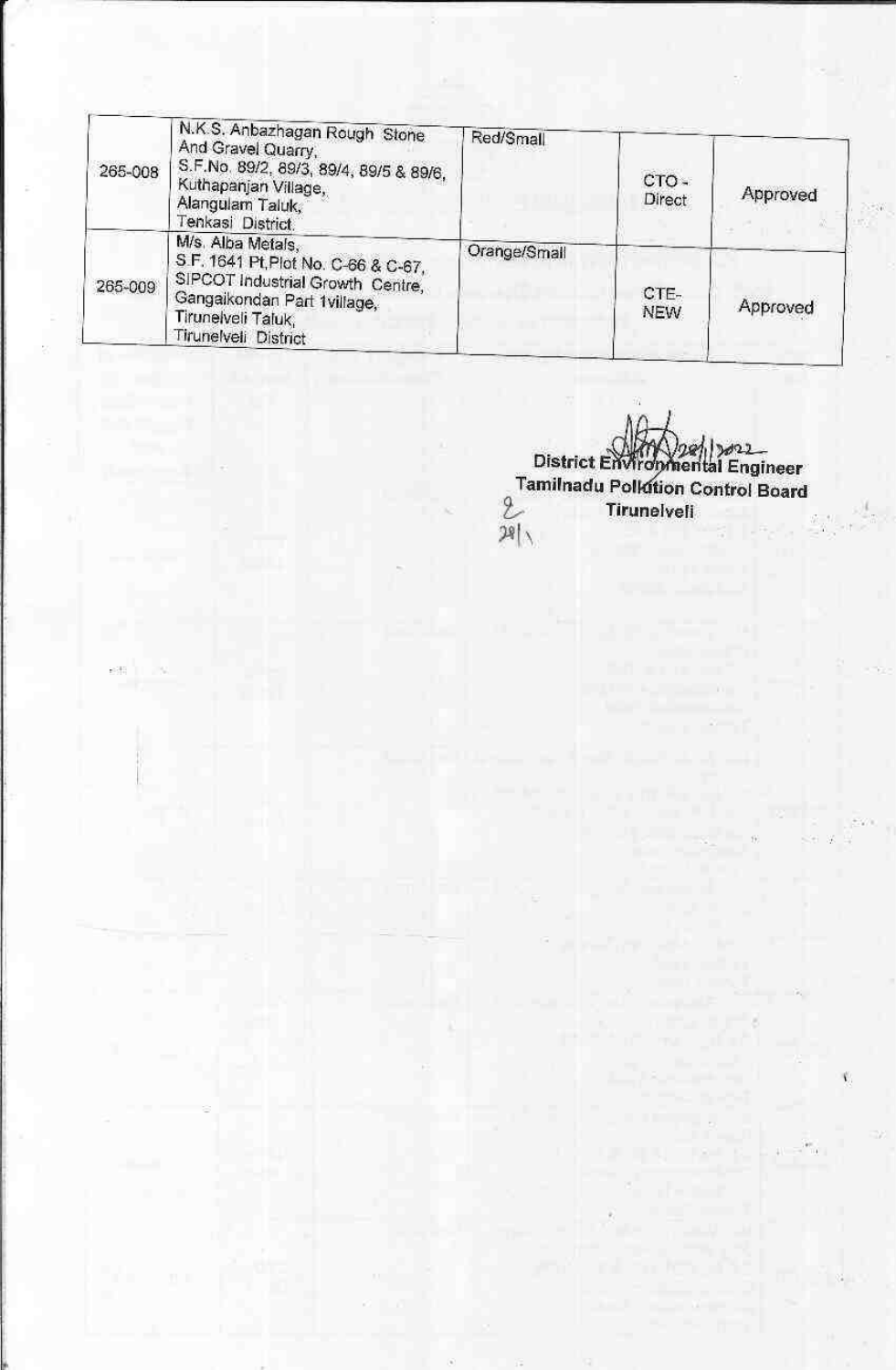| | | | | |
|---|---|---|---|---|
| 265-008 | N.K.S. Anbazhagan Rough Stone And Gravel Quarry, S.F.No. 89/2, 89/3, 89/4, 89/5 & 89/6, Kuthapanjan Village, Alangulam Taluk, Tenkasi District. | Red/Small | CTO - Direct | Approved |
| 265-009 | M/s. Alba Metals, S.F. 1641 Pt,Plot No. C-66 & C-67, SIPCOT Industrial Growth Centre, Gangaikondan Part 1village, Tirunelveli Taluk, Tirunelveli District | Orange/Small | CTE-NEW | Approved |

28/1/2022

**District Environmental Engineer**
**Tamilnadu Pollution Control Board**
**Tirunelveli**